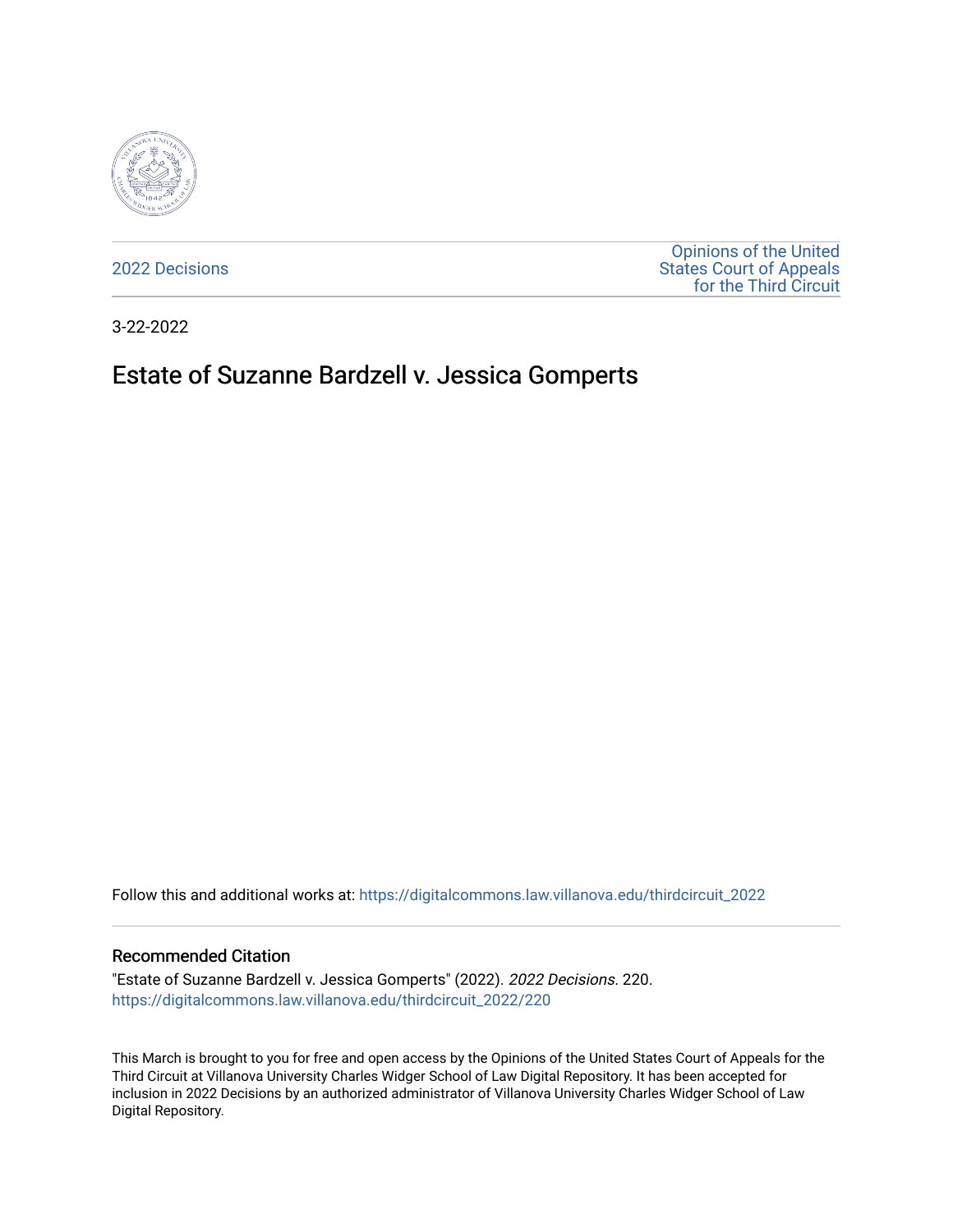2022 Decisions

Opinions of the United States Court of Appeals for the Third Circuit

3-22-2022

# Estate of Suzanne Bardzell v. Jessica Gomperts

Follow this and additional works at: https://digitalcommons.law.villanova.edu/thirdcircuit_2022

## Recommended Citation

"Estate of Suzanne Bardzell v. Jessica Gomperts" (2022). *2022 Decisions*. 220.
https://digitalcommons.law.villanova.edu/thirdcircuit_2022/220

This March is brought to you for free and open access by the Opinions of the United States Court of Appeals for the Third Circuit at Villanova University Charles Widger School of Law Digital Repository. It has been accepted for inclusion in 2022 Decisions by an authorized administrator of Villanova University Charles Widger School of Law Digital Repository.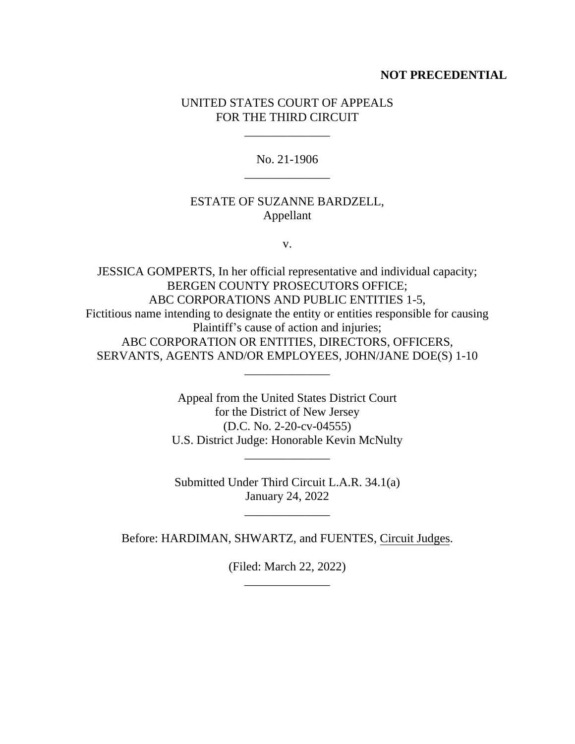**NOT PRECEDENTIAL**

UNITED STATES COURT OF APPEALS
FOR THE THIRD CIRCUIT

\_\_\_\_\_\_\_\_\_\_\_\_\_\_

No. 21-1906

\_\_\_\_\_\_\_\_\_\_\_\_\_\_

ESTATE OF SUZANNE BARDZELL,
Appellant

v.

JESSICA GOMPERTS, In her official representative and individual capacity;
BERGEN COUNTY PROSECUTORS OFFICE;
ABC CORPORATIONS AND PUBLIC ENTITIES 1-5,
Fictitious name intending to designate the entity or entities responsible for causing Plaintiff's cause of action and injuries;
ABC CORPORATION OR ENTITIES, DIRECTORS, OFFICERS, SERVANTS, AGENTS AND/OR EMPLOYEES, JOHN/JANE DOE(S) 1-10

\_\_\_\_\_\_\_\_\_\_\_\_\_\_

Appeal from the United States District Court
for the District of New Jersey
(D.C. No. 2-20-cv-04555)
U.S. District Judge: Honorable Kevin McNulty

\_\_\_\_\_\_\_\_\_\_\_\_\_\_

Submitted Under Third Circuit L.A.R. 34.1(a)
January 24, 2022

\_\_\_\_\_\_\_\_\_\_\_\_\_\_

Before: HARDIMAN, SHWARTZ, and FUENTES, Circuit Judges.

(Filed: March 22, 2022)

\_\_\_\_\_\_\_\_\_\_\_\_\_\_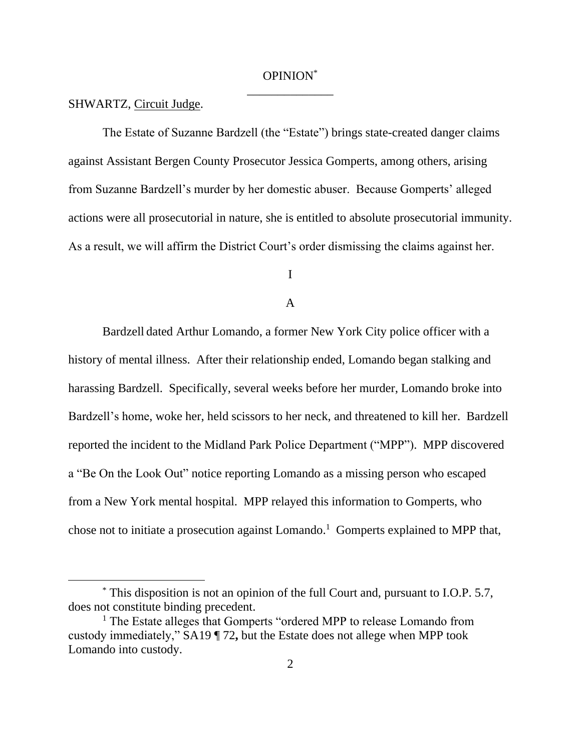OPINION[*]

SHWARTZ, Circuit Judge.

The Estate of Suzanne Bardzell (the "Estate") brings state-created danger claims against Assistant Bergen County Prosecutor Jessica Gomperts, among others, arising from Suzanne Bardzell's murder by her domestic abuser. Because Gomperts' alleged actions were all prosecutorial in nature, she is entitled to absolute prosecutorial immunity. As a result, we will affirm the District Court's order dismissing the claims against her.

# I

## A

Bardzell dated Arthur Lomando, a former New York City police officer with a history of mental illness. After their relationship ended, Lomando began stalking and harassing Bardzell. Specifically, several weeks before her murder, Lomando broke into Bardzell's home, woke her, held scissors to her neck, and threatened to kill her. Bardzell reported the incident to the Midland Park Police Department ("MPP"). MPP discovered a "Be On the Look Out" notice reporting Lomando as a missing person who escaped from a New York mental hospital. MPP relayed this information to Gomperts, who chose not to initiate a prosecution against Lomando.[1] Gomperts explained to MPP that,

---

[*] This disposition is not an opinion of the full Court and, pursuant to I.O.P. 5.7, does not constitute binding precedent.

[1] The Estate alleges that Gomperts "ordered MPP to release Lomando from custody immediately," SA19 ¶ 72, but the Estate does not allege when MPP took Lomando into custody.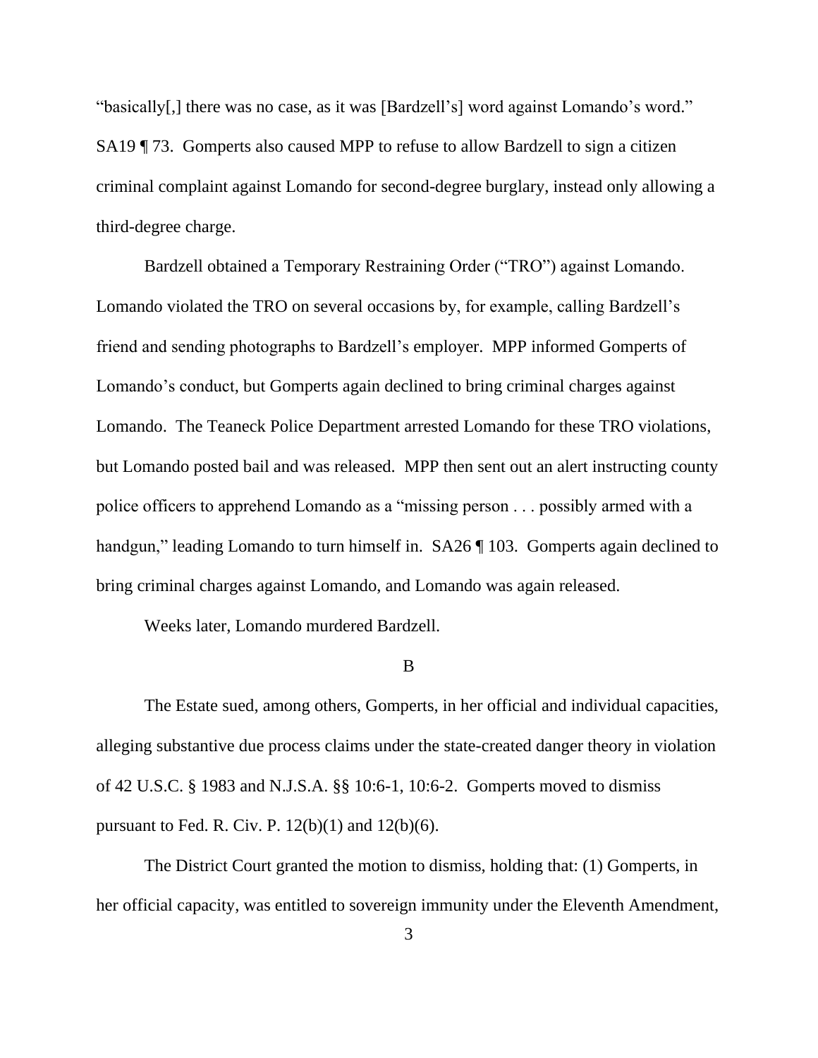"basically[,] there was no case, as it was [Bardzell's] word against Lomando's word." SA19 ¶ 73. Gomperts also caused MPP to refuse to allow Bardzell to sign a citizen criminal complaint against Lomando for second-degree burglary, instead only allowing a third-degree charge.

Bardzell obtained a Temporary Restraining Order ("TRO") against Lomando. Lomando violated the TRO on several occasions by, for example, calling Bardzell's friend and sending photographs to Bardzell's employer. MPP informed Gomperts of Lomando's conduct, but Gomperts again declined to bring criminal charges against Lomando. The Teaneck Police Department arrested Lomando for these TRO violations, but Lomando posted bail and was released. MPP then sent out an alert instructing county police officers to apprehend Lomando as a "missing person . . . possibly armed with a handgun," leading Lomando to turn himself in. SA26 ¶ 103. Gomperts again declined to bring criminal charges against Lomando, and Lomando was again released.

Weeks later, Lomando murdered Bardzell.

B

The Estate sued, among others, Gomperts, in her official and individual capacities, alleging substantive due process claims under the state-created danger theory in violation of 42 U.S.C. § 1983 and N.J.S.A. §§ 10:6-1, 10:6-2. Gomperts moved to dismiss pursuant to Fed. R. Civ. P. 12(b)(1) and 12(b)(6).

The District Court granted the motion to dismiss, holding that: (1) Gomperts, in her official capacity, was entitled to sovereign immunity under the Eleventh Amendment,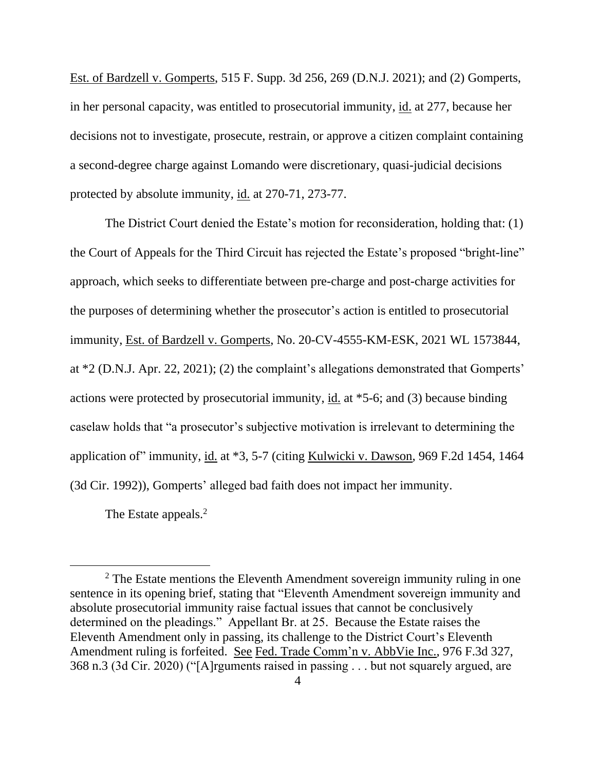Est. of Bardzell v. Gomperts, 515 F. Supp. 3d 256, 269 (D.N.J. 2021); and (2) Gomperts, in her personal capacity, was entitled to prosecutorial immunity, id. at 277, because her decisions not to investigate, prosecute, restrain, or approve a citizen complaint containing a second-degree charge against Lomando were discretionary, quasi-judicial decisions protected by absolute immunity, id. at 270-71, 273-77.

The District Court denied the Estate's motion for reconsideration, holding that: (1) the Court of Appeals for the Third Circuit has rejected the Estate's proposed "bright-line" approach, which seeks to differentiate between pre-charge and post-charge activities for the purposes of determining whether the prosecutor's action is entitled to prosecutorial immunity, Est. of Bardzell v. Gomperts, No. 20-CV-4555-KM-ESK, 2021 WL 1573844, at *2 (D.N.J. Apr. 22, 2021); (2) the complaint's allegations demonstrated that Gomperts' actions were protected by prosecutorial immunity, id. at *5-6; and (3) because binding caselaw holds that "a prosecutor's subjective motivation is irrelevant to determining the application of" immunity, id. at *3, 5-7 (citing Kulwicki v. Dawson, 969 F.2d 1454, 1464 (3d Cir. 1992)), Gomperts' alleged bad faith does not impact her immunity.

The Estate appeals.[2]

[2] The Estate mentions the Eleventh Amendment sovereign immunity ruling in one sentence in its opening brief, stating that "Eleventh Amendment sovereign immunity and absolute prosecutorial immunity raise factual issues that cannot be conclusively determined on the pleadings." Appellant Br. at 25. Because the Estate raises the Eleventh Amendment only in passing, its challenge to the District Court's Eleventh Amendment ruling is forfeited. See Fed. Trade Comm'n v. AbbVie Inc., 976 F.3d 327, 368 n.3 (3d Cir. 2020) ("[A]rguments raised in passing . . . but not squarely argued, are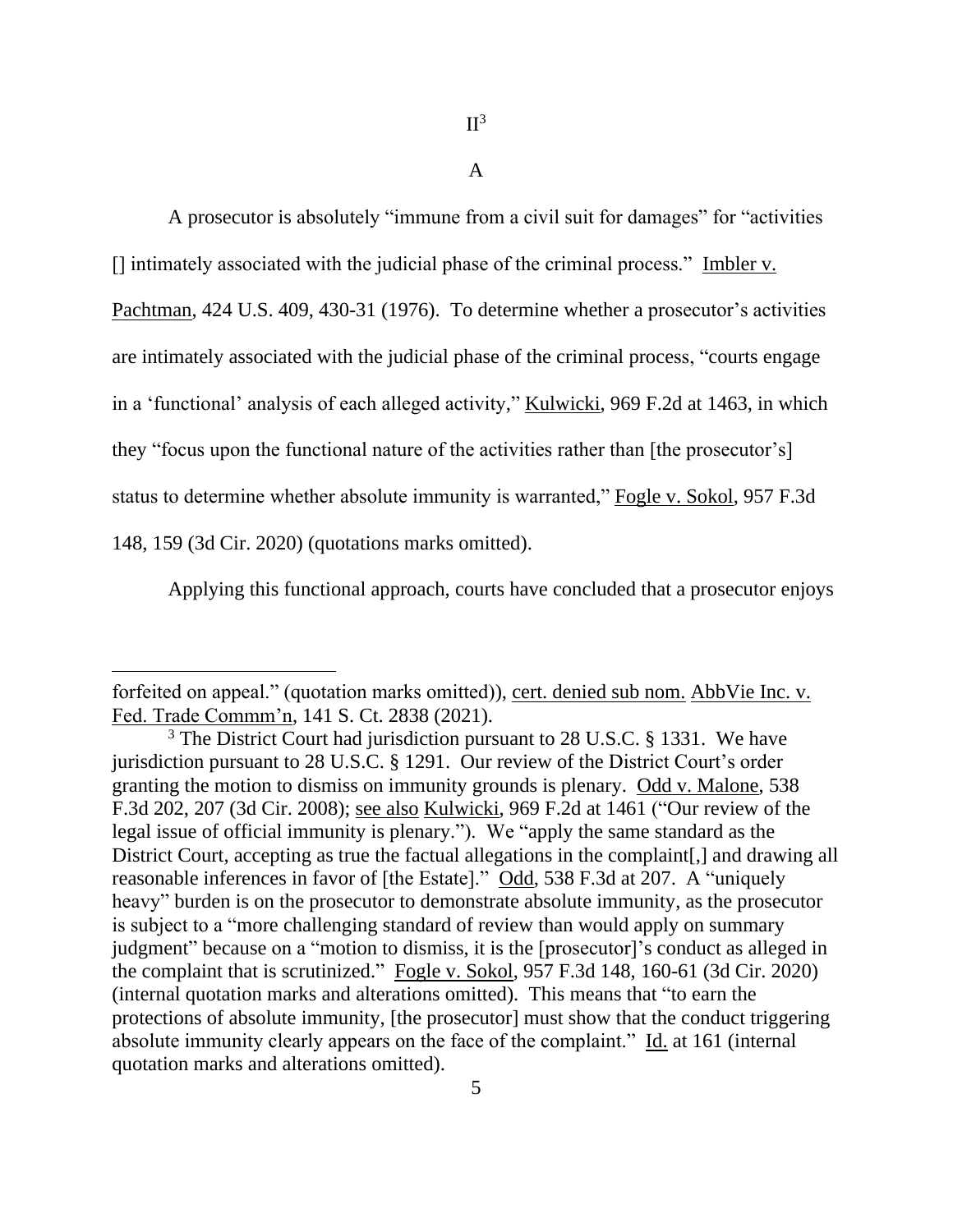## II[3]

### A

A prosecutor is absolutely "immune from a civil suit for damages" for "activities [] intimately associated with the judicial phase of the criminal process." Imbler v. Pachtman, 424 U.S. 409, 430-31 (1976). To determine whether a prosecutor's activities are intimately associated with the judicial phase of the criminal process, "courts engage in a 'functional' analysis of each alleged activity," Kulwicki, 969 F.2d at 1463, in which they "focus upon the functional nature of the activities rather than [the prosecutor's] status to determine whether absolute immunity is warranted," Fogle v. Sokol, 957 F.3d 148, 159 (3d Cir. 2020) (quotations marks omitted).

Applying this functional approach, courts have concluded that a prosecutor enjoys

---

forfeited on appeal." (quotation marks omitted)), cert. denied sub nom. AbbVie Inc. v. Fed. Trade Commm'n, 141 S. Ct. 2838 (2021).

[3] The District Court had jurisdiction pursuant to 28 U.S.C. § 1331. We have jurisdiction pursuant to 28 U.S.C. § 1291. Our review of the District Court's order granting the motion to dismiss on immunity grounds is plenary. Odd v. Malone, 538 F.3d 202, 207 (3d Cir. 2008); see also Kulwicki, 969 F.2d at 1461 ("Our review of the legal issue of official immunity is plenary."). We "apply the same standard as the District Court, accepting as true the factual allegations in the complaint[,] and drawing all reasonable inferences in favor of [the Estate]." Odd, 538 F.3d at 207. A "uniquely heavy" burden is on the prosecutor to demonstrate absolute immunity, as the prosecutor is subject to a "more challenging standard of review than would apply on summary judgment" because on a "motion to dismiss, it is the [prosecutor]'s conduct as alleged in the complaint that is scrutinized." Fogle v. Sokol, 957 F.3d 148, 160-61 (3d Cir. 2020) (internal quotation marks and alterations omitted). This means that "to earn the protections of absolute immunity, [the prosecutor] must show that the conduct triggering absolute immunity clearly appears on the face of the complaint." Id. at 161 (internal quotation marks and alterations omitted).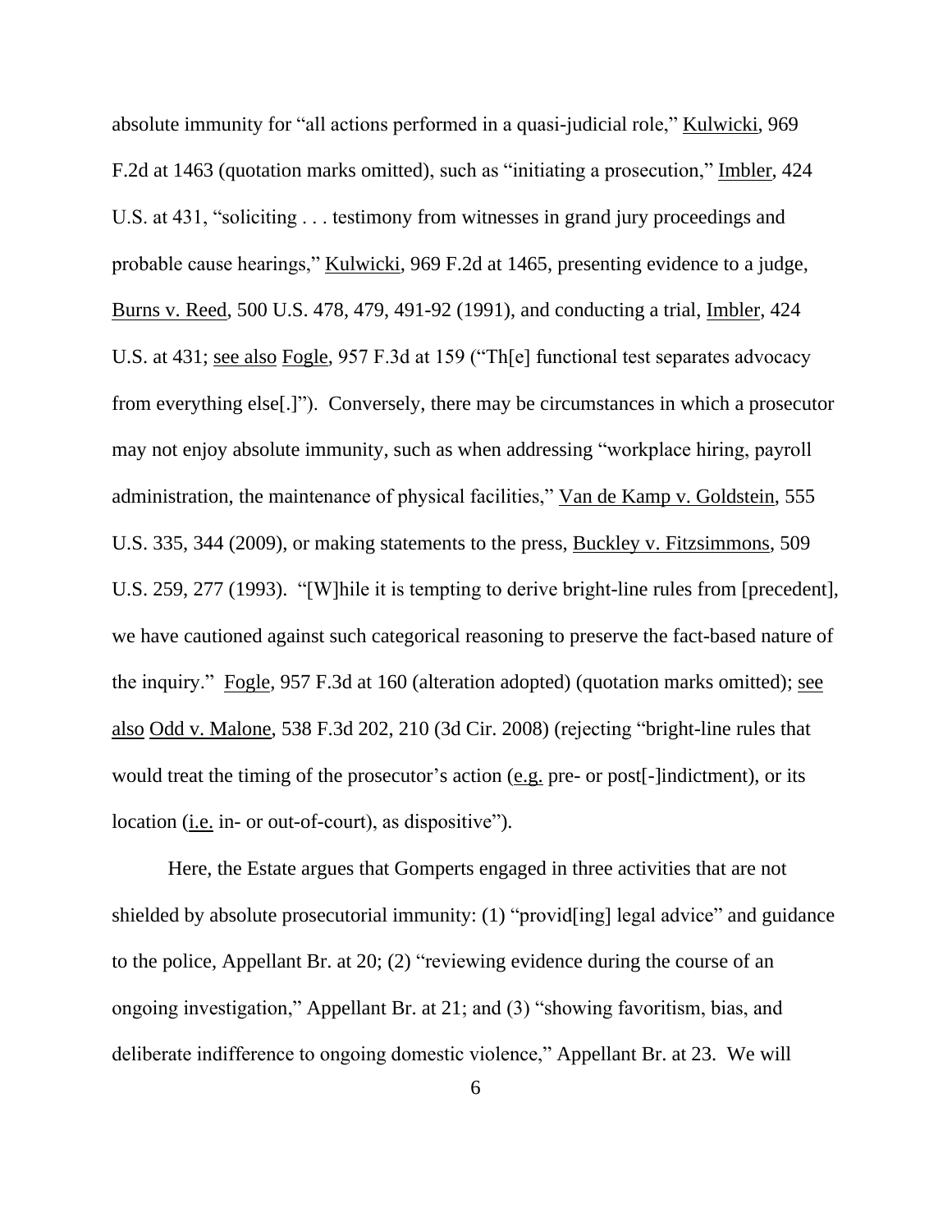absolute immunity for "all actions performed in a quasi-judicial role," Kulwicki, 969 F.2d at 1463 (quotation marks omitted), such as "initiating a prosecution," Imbler, 424 U.S. at 431, "soliciting . . . testimony from witnesses in grand jury proceedings and probable cause hearings," Kulwicki, 969 F.2d at 1465, presenting evidence to a judge, Burns v. Reed, 500 U.S. 478, 479, 491-92 (1991), and conducting a trial, Imbler, 424 U.S. at 431; see also Fogle, 957 F.3d at 159 ("Th[e] functional test separates advocacy from everything else[.]"). Conversely, there may be circumstances in which a prosecutor may not enjoy absolute immunity, such as when addressing "workplace hiring, payroll administration, the maintenance of physical facilities," Van de Kamp v. Goldstein, 555 U.S. 335, 344 (2009), or making statements to the press, Buckley v. Fitzsimmons, 509 U.S. 259, 277 (1993). "[W]hile it is tempting to derive bright-line rules from [precedent], we have cautioned against such categorical reasoning to preserve the fact-based nature of the inquiry." Fogle, 957 F.3d at 160 (alteration adopted) (quotation marks omitted); see also Odd v. Malone, 538 F.3d 202, 210 (3d Cir. 2008) (rejecting "bright-line rules that would treat the timing of the prosecutor's action (e.g. pre- or post[-]indictment), or its location (i.e. in- or out-of-court), as dispositive").

Here, the Estate argues that Gomperts engaged in three activities that are not shielded by absolute prosecutorial immunity: (1) "provid[ing] legal advice" and guidance to the police, Appellant Br. at 20; (2) "reviewing evidence during the course of an ongoing investigation," Appellant Br. at 21; and (3) "showing favoritism, bias, and deliberate indifference to ongoing domestic violence," Appellant Br. at 23. We will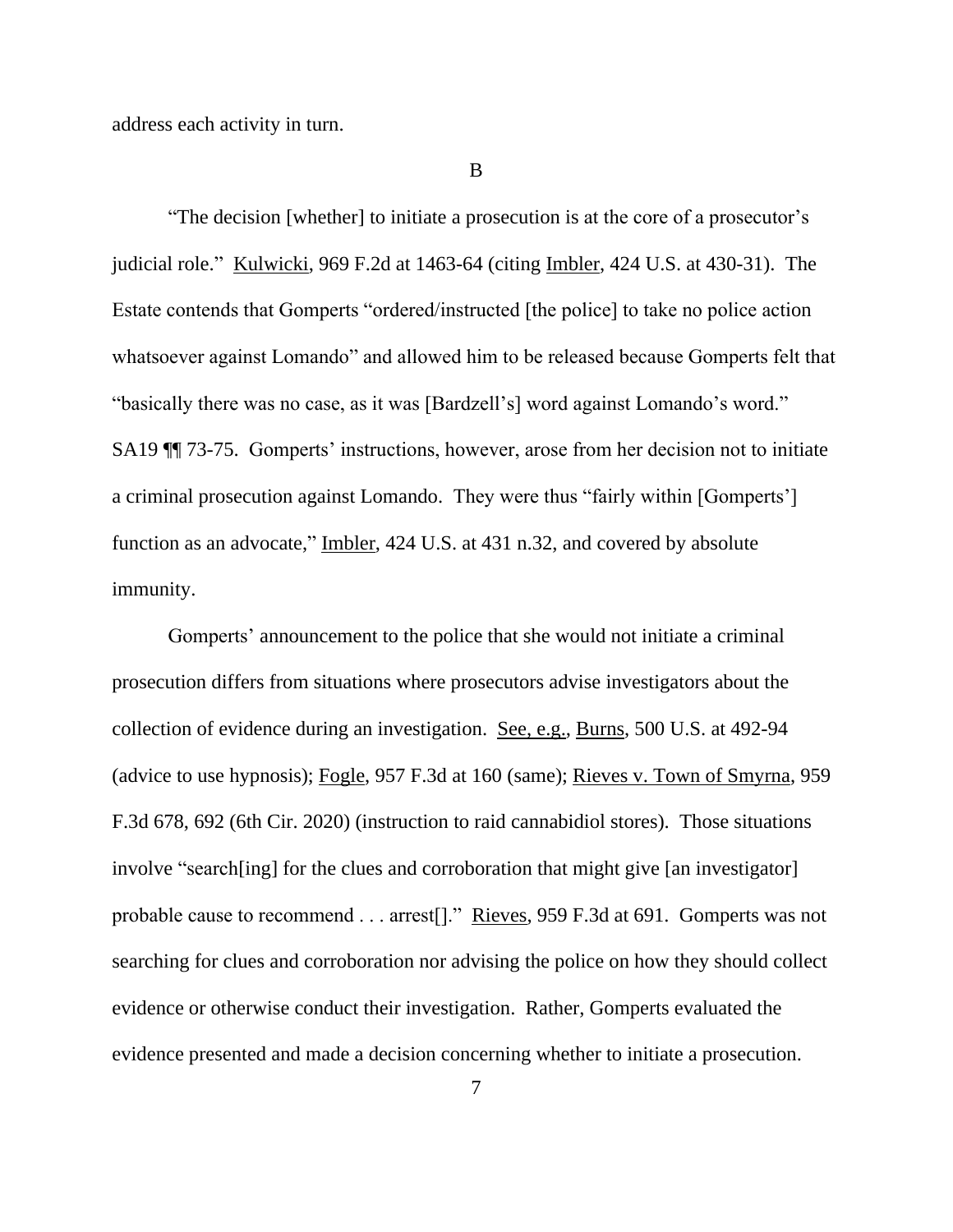address each activity in turn.

B

"The decision [whether] to initiate a prosecution is at the core of a prosecutor's judicial role." Kulwicki, 969 F.2d at 1463-64 (citing Imbler, 424 U.S. at 430-31). The Estate contends that Gomperts "ordered/instructed [the police] to take no police action whatsoever against Lomando" and allowed him to be released because Gomperts felt that "basically there was no case, as it was [Bardzell's] word against Lomando's word." SA19 ¶¶ 73-75. Gomperts' instructions, however, arose from her decision not to initiate a criminal prosecution against Lomando. They were thus "fairly within [Gomperts'] function as an advocate," Imbler, 424 U.S. at 431 n.32, and covered by absolute immunity.

Gomperts' announcement to the police that she would not initiate a criminal prosecution differs from situations where prosecutors advise investigators about the collection of evidence during an investigation. See, e.g., Burns, 500 U.S. at 492-94 (advice to use hypnosis); Fogle, 957 F.3d at 160 (same); Rieves v. Town of Smyrna, 959 F.3d 678, 692 (6th Cir. 2020) (instruction to raid cannabidiol stores). Those situations involve "search[ing] for the clues and corroboration that might give [an investigator] probable cause to recommend . . . arrest[]." Rieves, 959 F.3d at 691. Gomperts was not searching for clues and corroboration nor advising the police on how they should collect evidence or otherwise conduct their investigation. Rather, Gomperts evaluated the evidence presented and made a decision concerning whether to initiate a prosecution.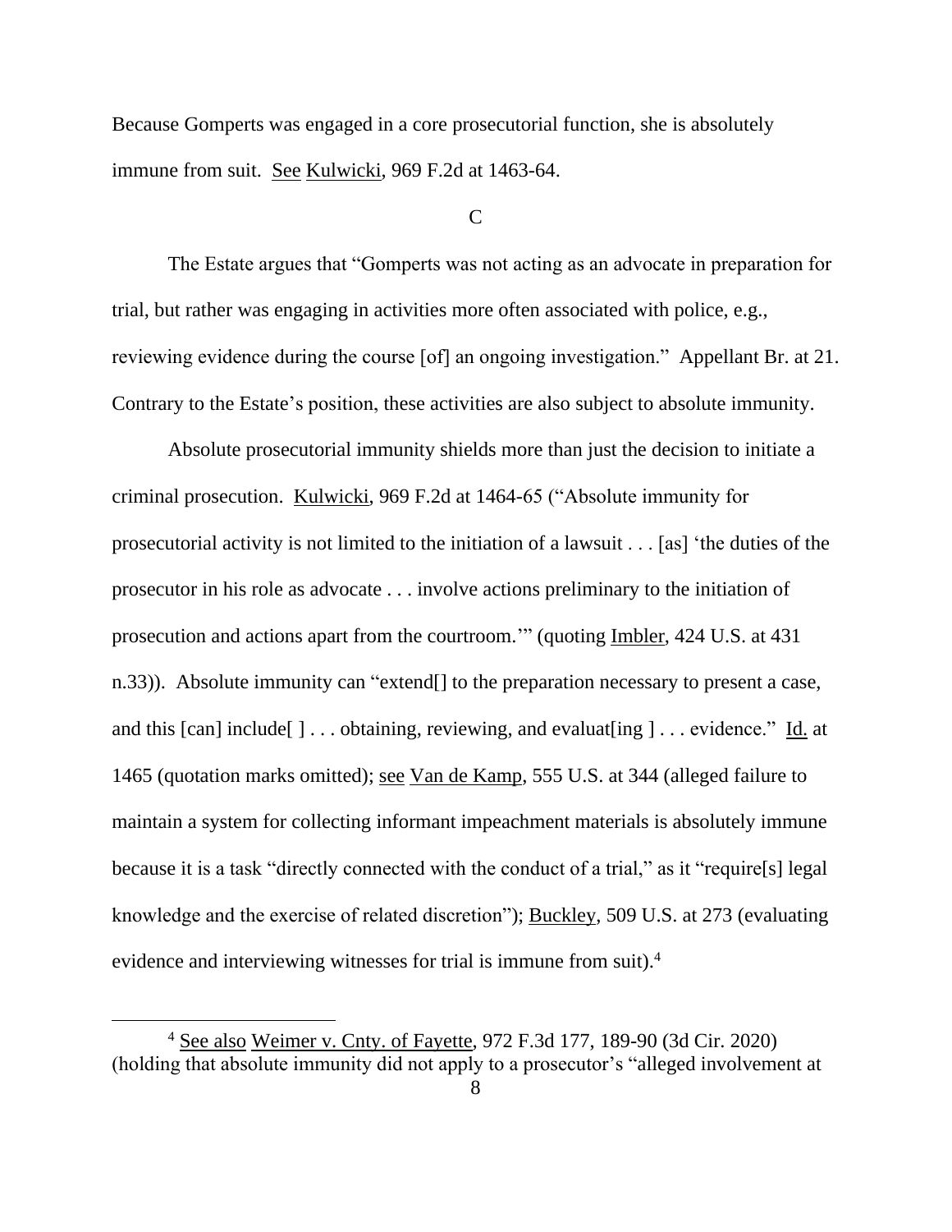Because Gomperts was engaged in a core prosecutorial function, she is absolutely immune from suit. See Kulwicki, 969 F.2d at 1463-64.

C

The Estate argues that "Gomperts was not acting as an advocate in preparation for trial, but rather was engaging in activities more often associated with police, e.g., reviewing evidence during the course [of] an ongoing investigation." Appellant Br. at 21. Contrary to the Estate's position, these activities are also subject to absolute immunity.

Absolute prosecutorial immunity shields more than just the decision to initiate a criminal prosecution. Kulwicki, 969 F.2d at 1464-65 ("Absolute immunity for prosecutorial activity is not limited to the initiation of a lawsuit . . . [as] 'the duties of the prosecutor in his role as advocate . . . involve actions preliminary to the initiation of prosecution and actions apart from the courtroom.'" (quoting Imbler, 424 U.S. at 431 n.33)). Absolute immunity can "extend[] to the preparation necessary to present a case, and this [can] include[ ] . . . obtaining, reviewing, and evaluat[ing ] . . . evidence." Id. at 1465 (quotation marks omitted); see Van de Kamp, 555 U.S. at 344 (alleged failure to maintain a system for collecting informant impeachment materials is absolutely immune because it is a task "directly connected with the conduct of a trial," as it "require[s] legal knowledge and the exercise of related discretion"); Buckley, 509 U.S. at 273 (evaluating evidence and interviewing witnesses for trial is immune from suit).[4]

[4] See also Weimer v. Cnty. of Fayette, 972 F.3d 177, 189-90 (3d Cir. 2020) (holding that absolute immunity did not apply to a prosecutor's "alleged involvement at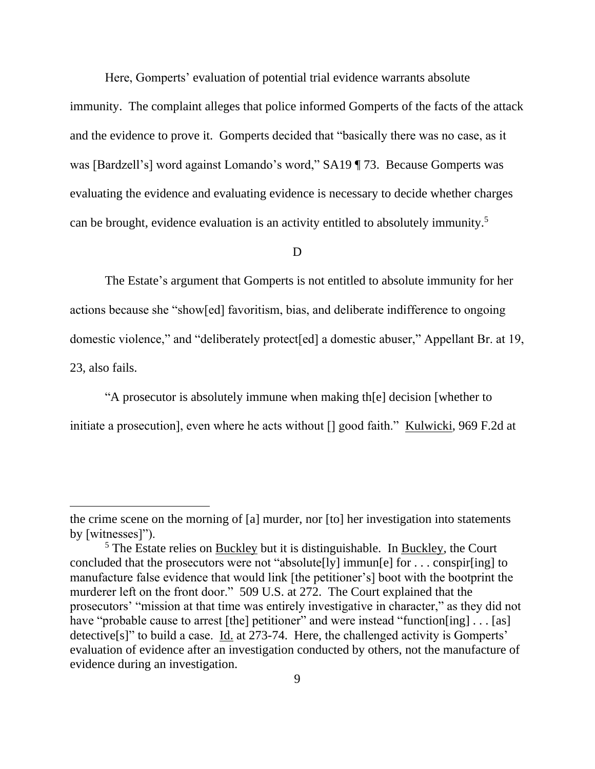Here, Gomperts' evaluation of potential trial evidence warrants absolute immunity. The complaint alleges that police informed Gomperts of the facts of the attack and the evidence to prove it. Gomperts decided that "basically there was no case, as it was [Bardzell's] word against Lomando's word," SA19 ¶ 73. Because Gomperts was evaluating the evidence and evaluating evidence is necessary to decide whether charges can be brought, evidence evaluation is an activity entitled to absolutely immunity.[5]

D

The Estate's argument that Gomperts is not entitled to absolute immunity for her actions because she "show[ed] favoritism, bias, and deliberate indifference to ongoing domestic violence," and "deliberately protect[ed] a domestic abuser," Appellant Br. at 19, 23, also fails.

"A prosecutor is absolutely immune when making th[e] decision [whether to initiate a prosecution], even where he acts without [] good faith." Kulwicki, 969 F.2d at

---

the crime scene on the morning of [a] murder, nor [to] her investigation into statements by [witnesses]").

[5] The Estate relies on Buckley but it is distinguishable. In Buckley, the Court concluded that the prosecutors were not "absolute[ly] immun[e] for . . . conspir[ing] to manufacture false evidence that would link [the petitioner's] boot with the bootprint the murderer left on the front door." 509 U.S. at 272. The Court explained that the prosecutors' "mission at that time was entirely investigative in character," as they did not have "probable cause to arrest [the] petitioner" and were instead "function[ing] . . . [as] detective[s]" to build a case. Id. at 273-74. Here, the challenged activity is Gomperts' evaluation of evidence after an investigation conducted by others, not the manufacture of evidence during an investigation.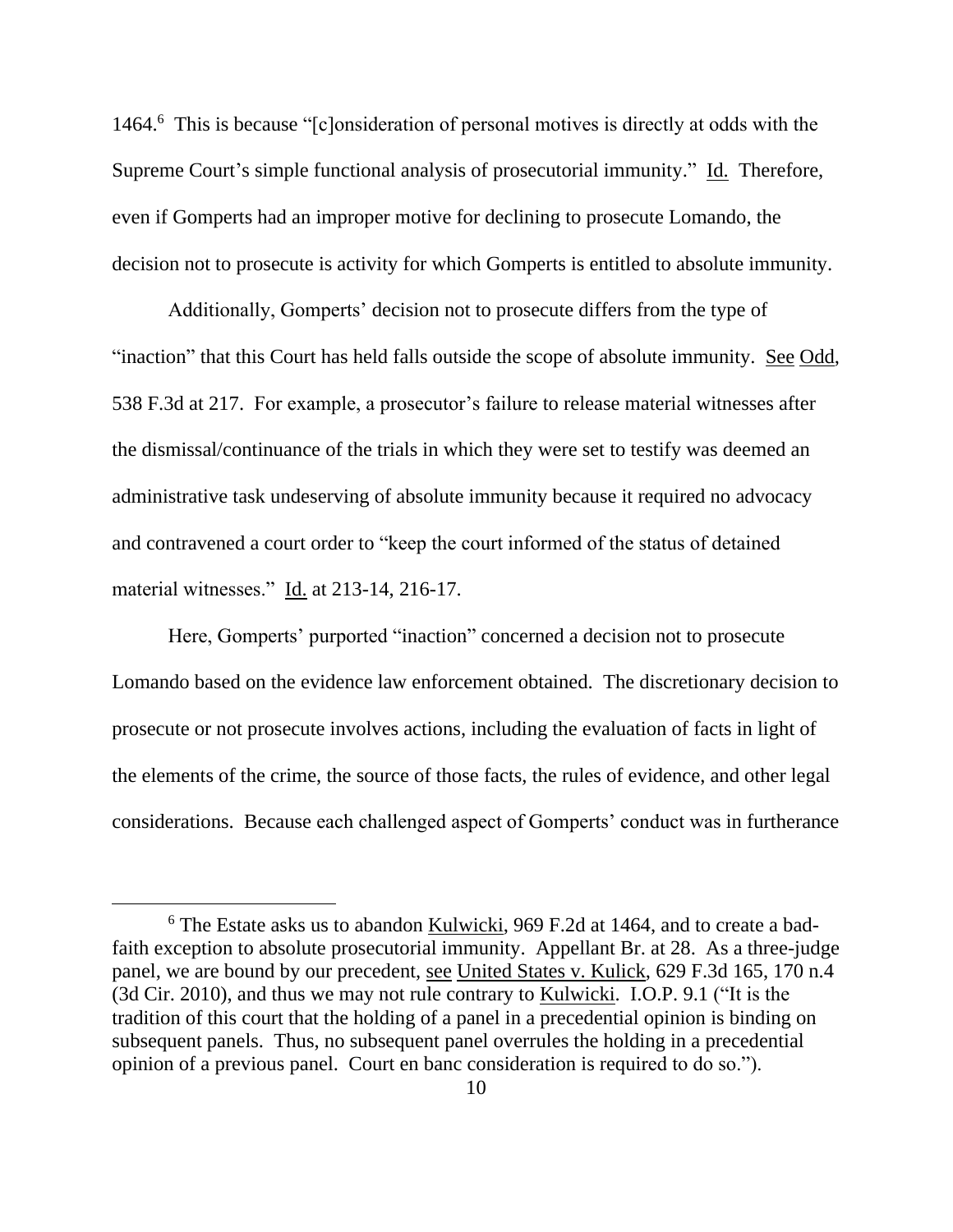1464.[6] This is because "[c]onsideration of personal motives is directly at odds with the Supreme Court's simple functional analysis of prosecutorial immunity." Id. Therefore, even if Gomperts had an improper motive for declining to prosecute Lomando, the decision not to prosecute is activity for which Gomperts is entitled to absolute immunity.

Additionally, Gomperts' decision not to prosecute differs from the type of "inaction" that this Court has held falls outside the scope of absolute immunity. See Odd, 538 F.3d at 217. For example, a prosecutor's failure to release material witnesses after the dismissal/continuance of the trials in which they were set to testify was deemed an administrative task undeserving of absolute immunity because it required no advocacy and contravened a court order to "keep the court informed of the status of detained material witnesses." Id. at 213-14, 216-17.

Here, Gomperts' purported "inaction" concerned a decision not to prosecute Lomando based on the evidence law enforcement obtained. The discretionary decision to prosecute or not prosecute involves actions, including the evaluation of facts in light of the elements of the crime, the source of those facts, the rules of evidence, and other legal considerations. Because each challenged aspect of Gomperts' conduct was in furtherance

[6] The Estate asks us to abandon Kulwicki, 969 F.2d at 1464, and to create a bad-faith exception to absolute prosecutorial immunity. Appellant Br. at 28. As a three-judge panel, we are bound by our precedent, see United States v. Kulick, 629 F.3d 165, 170 n.4 (3d Cir. 2010), and thus we may not rule contrary to Kulwicki. I.O.P. 9.1 ("It is the tradition of this court that the holding of a panel in a precedential opinion is binding on subsequent panels. Thus, no subsequent panel overrules the holding in a precedential opinion of a previous panel. Court en banc consideration is required to do so.").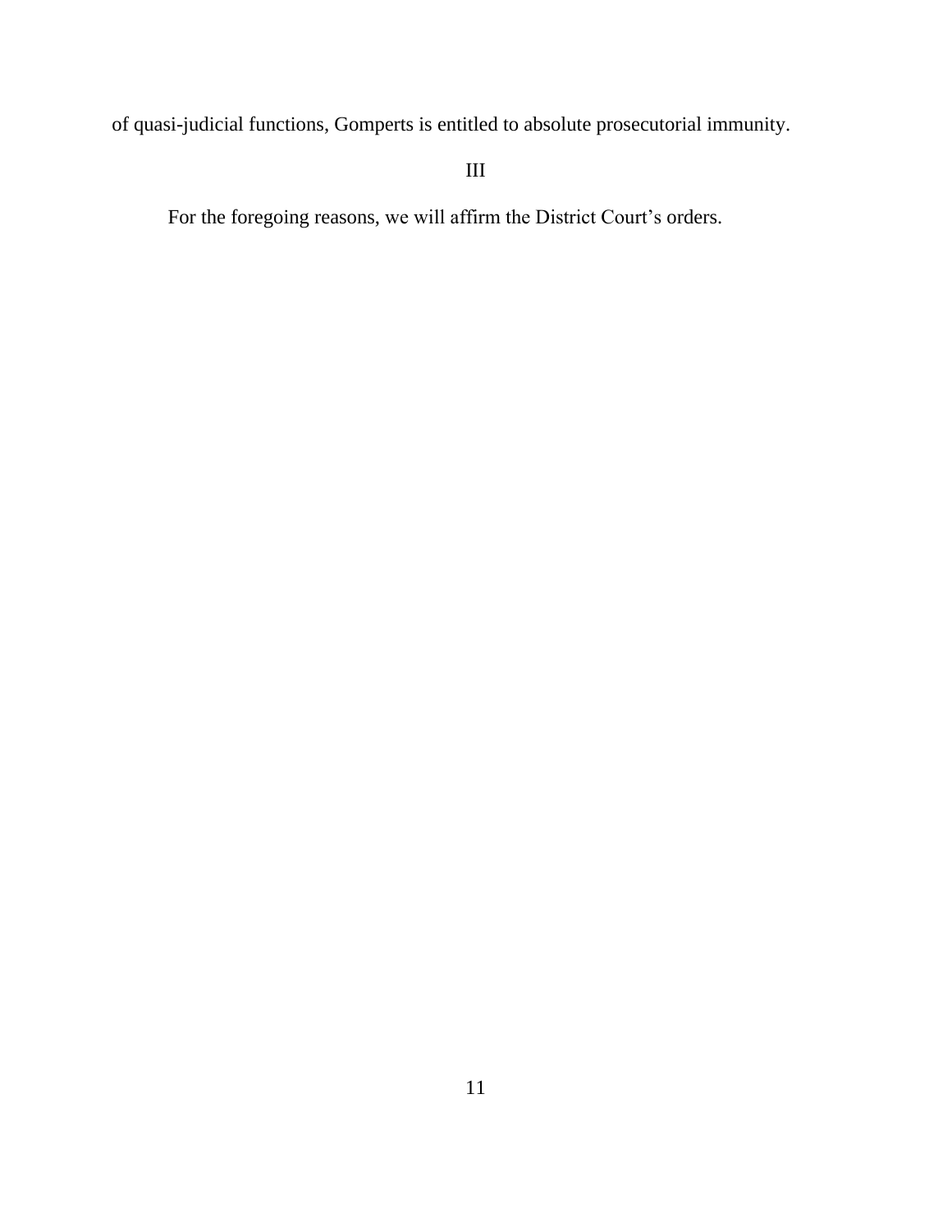of quasi-judicial functions, Gomperts is entitled to absolute prosecutorial immunity.

## III

For the foregoing reasons, we will affirm the District Court's orders.